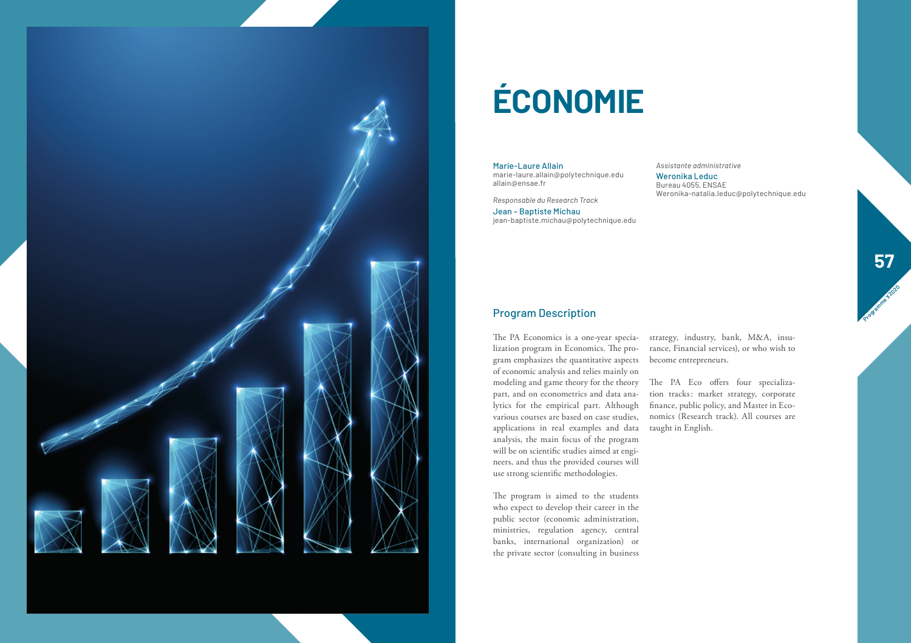# ÉCONOMIE

Marie-Laure Allain
marie-laure.allain@polytechnique.edu
allain@ensae.fr

*Responsable du Research Track*
Jean – Baptiste Michau
jean-baptiste.michau@polytechnique.edu

*Assistante administrative*
Weronika Leduc
Bureau 4055, ENSAE
Weronika-natalia.leduc@polytechnique.edu

## Program Description

The PA Economics is a one-year specialization program in Economics. The program emphasizes the quantitative aspects of economic analysis and relies mainly on modeling and game theory for the theory part, and on econometrics and data analytics for the empirical part. Although various courses are based on case studies, applications in real examples and data analysis, the main focus of the program will be on scientific studies aimed at engineers, and thus the provided courses will use strong scientific methodologies.

The program is aimed to the students who expect to develop their career in the public sector (economic administration, ministries, regulation agency, central banks, international organization) or the private sector (consulting in business strategy, industry, bank, M&A, insurance, Financial services), or who wish to become entrepreneurs.

The PA Eco offers four specialization tracks: market strategy, corporate finance, public policy, and Master in Economics (Research track). All courses are taught in English.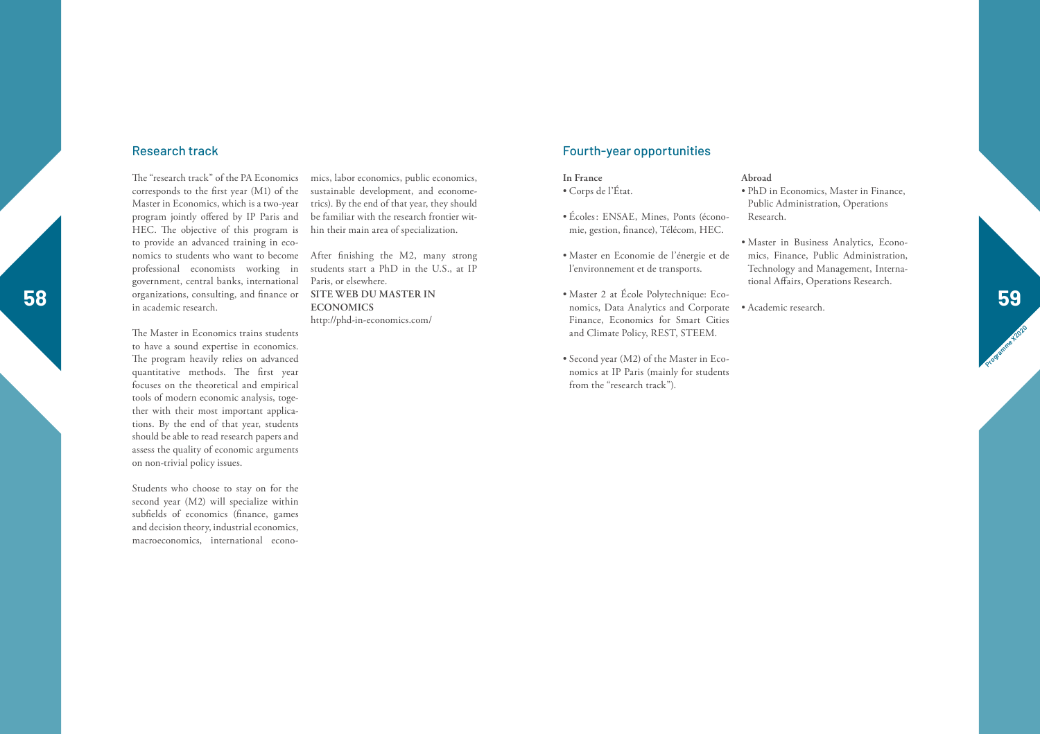## Research track

The “research track” of the PA Economics corresponds to the first year (M1) of the Master in Economics, which is a two-year program jointly offered by IP Paris and HEC. The objective of this program is to provide an advanced training in economics to students who want to become professional economists working in government, central banks, international organizations, consulting, and finance or in academic research.

The Master in Economics trains students to have a sound expertise in economics. The program heavily relies on advanced quantitative methods. The first year focuses on the theoretical and empirical tools of modern economic analysis, together with their most important applications. By the end of that year, students should be able to read research papers and assess the quality of economic arguments on non-trivial policy issues.

Students who choose to stay on for the second year (M2) will specialize within subfields of economics (finance, games and decision theory, industrial economics, macroeconomics, international economics, labor economics, public economics, sustainable development, and econometrics). By the end of that year, they should be familiar with the research frontier within their main area of specialization.

After finishing the M2, many strong students start a PhD in the U.S., at IP Paris, or elsewhere.

**SITE WEB DU MASTER IN ECONOMICS**
http://phd-in-economics.com/

## Fourth-year opportunities

**In France**

- Corps de l’État.
- Écoles : ENSAE, Mines, Ponts (économie, gestion, finance), Télécom, HEC.
- Master en Economie de l’énergie et de l’environnement et de transports.
- Master 2 at École Polytechnique: Economics, Data Analytics and Corporate Finance, Economics for Smart Cities and Climate Policy, REST, STEEM.
- Second year (M2) of the Master in Economics at IP Paris (mainly for students from the “research track”).

**Abroad**

- PhD in Economics, Master in Finance, Public Administration, Operations Research.
- Master in Business Analytics, Economics, Finance, Public Administration, Technology and Management, International Affairs, Operations Research.
- Academic research.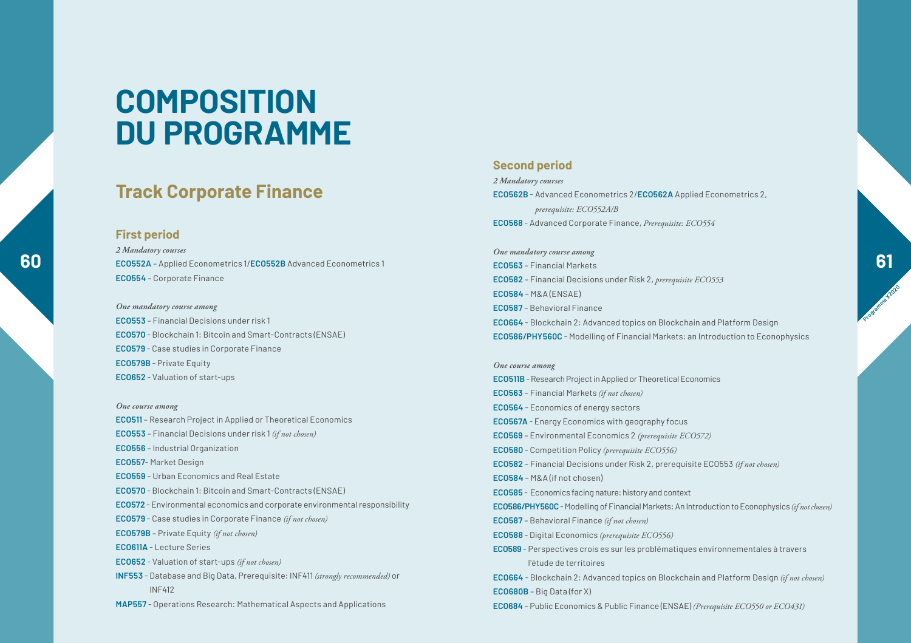# COMPOSITION DU PROGRAMME

## Track Corporate Finance

### First period

*2 Mandatory courses*

**ECO552A** – Applied Econometrics 1/**ECO552B** Advanced Econometrics 1
**ECO554** – Corporate Finance

*One mandatory course among*

**ECO553** – Financial Decisions under risk 1
**ECO570** – Blockchain 1: Bitcoin and Smart-Contracts (ENSAE)
**ECO579** – Case studies in Corporate Finance
**ECO579B** – Private Equity
**ECO652** – Valuation of start-ups

*One course among*

**ECO511** – Research Project in Applied or Theoretical Economics
**ECO553** – Financial Decisions under risk 1 *(if not chosen)*
**ECO556** – Industrial Organization
**ECO557**– Market Design
**ECO559** – Urban Economics and Real Estate
**ECO570** – Blockchain 1: Bitcoin and Smart-Contracts (ENSAE)
**ECO572** – Environmental economics and corporate environmental responsibility
**ECO579** – Case studies in Corporate Finance *(if not chosen)*
**ECO579B** – Private Equity *(if not chosen)*
**ECO611A** – Lecture Series
**ECO652** – Valuation of start-ups *(if not chosen)*
**INF553** – Database and Big Data, Prerequisite: INF411 *(strongly recommended)* or INF412
**MAP557** – Operations Research: Mathematical Aspects and Applications

### Second period

*2 Mandatory courses*

**ECO562B** – Advanced Econometrics 2/**ECO562A** Applied Econometrics 2, *prerequisite: ECO552A/B*
**ECO568** – Advanced Corporate Finance, *Prerequisite: ECO554*

*One mandatory course among*

**ECO563** – Financial Markets
**ECO582** – Financial Decisions under Risk 2, *prerequisite ECO553*
**ECO584** – M&A (ENSAE)
**ECO587** – Behavioral Finance
**ECO664** – Blockchain 2: Advanced topics on Blockchain and Platform Design
**ECO586/PHY560C** – Modelling of Financial Markets: an Introduction to Econophysics

*One course among*

**ECO511B** – Research Project in Applied or Theoretical Economics
**ECO563** – Financial Markets *(if not chosen)*
**ECO564** – Economics of energy sectors
**ECO567A** – Energy Economics with geography focus
**ECO569** – Environmental Economics 2 *(prerequisite ECO572)*
**ECO580** – Competition Policy *(prerequisite ECO556)*
**ECO582** – Financial Decisions under Risk 2, prerequisite ECO553 *(if not chosen)*
**ECO584** – M&A (if not chosen)
**ECO585** – Economics facing nature: history and context
**ECO586/PHY560C** – Modelling of Financial Markets: An Introduction to Econophysics *(if not chosen)*
**ECO587** – Behavioral Finance *(if not chosen)*
**ECO588** – Digital Economics *(prerequisite ECO556)*
**ECO589** – Perspectives crois es sur les problématiques environnementales à travers l'étude de territoires
**ECO664** – Blockchain 2: Advanced topics on Blockchain and Platform Design *(if not chosen)*
**ECO680B** – Big Data (for X)
**ECO684** – Public Economics & Public Finance (ENSAE) *(Prerequisite ECO550 or ECO431)*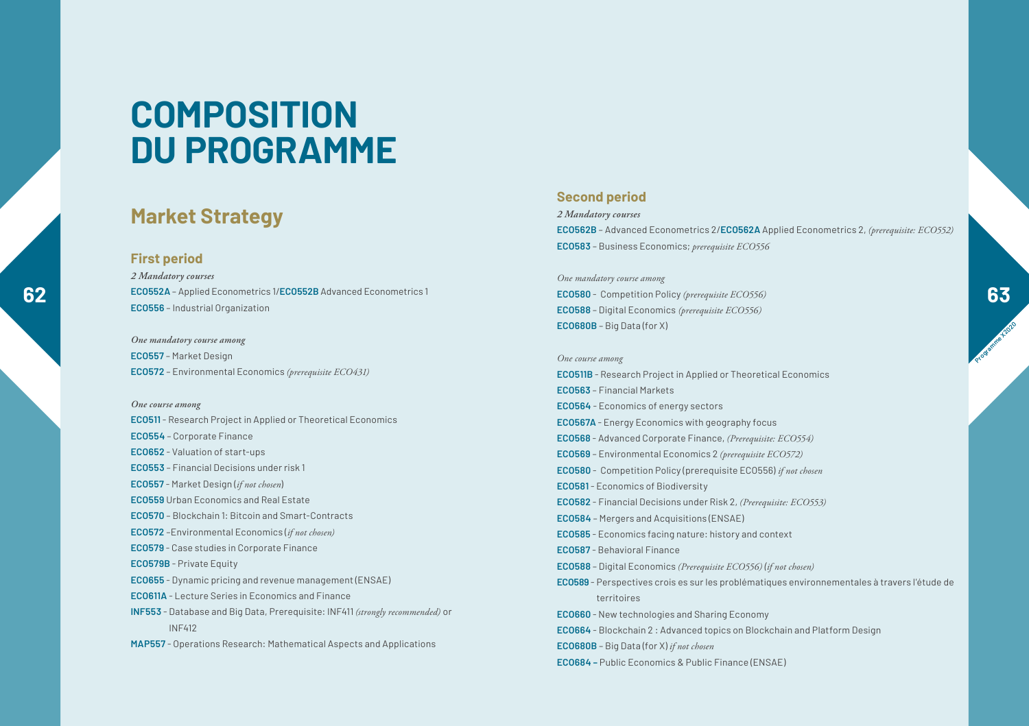# COMPOSITION DU PROGRAMME

## Market Strategy

### First period

*2 Mandatory courses*

**ECO552A** – Applied Econometrics 1/**ECO552B** Advanced Econometrics 1
**ECO556** – Industrial Organization

*One mandatory course among*

**ECO557** – Market Design
**ECO572** – Environmental Economics *(prerequisite ECO431)*

*One course among*

**ECO511** - Research Project in Applied or Theoretical Economics
**ECO554** – Corporate Finance
**ECO652** – Valuation of start-ups
**ECO553** – Financial Decisions under risk 1
**ECO557** – Market Design (*if not chosen*)
**ECO559** Urban Economics and Real Estate
**ECO570** – Blockchain 1: Bitcoin and Smart-Contracts
**ECO572** –Environmental Economics (*if not chosen)*
**ECO579** - Case studies in Corporate Finance
**ECO579B** - Private Equity
**ECO655** - Dynamic pricing and revenue management (ENSAE)
**ECO611A** - Lecture Series in Economics and Finance
**INF553** - Database and Big Data, Prerequisite: INF411 *(strongly recommended)* or INF412
**MAP557** - Operations Research: Mathematical Aspects and Applications

### Second period

*2 Mandatory courses*

**ECO562B** – Advanced Econometrics 2/**ECO562A** Applied Econometrics 2, *(prerequisite: ECO552)*
**ECO583** – Business Economics; *prerequisite ECO556*

*One mandatory course among*

**ECO580** - Competition Policy *(prerequisite ECO556)*
**ECO588** – Digital Economics *(prerequisite ECO556)*
**ECO680B** – Big Data (for X)

*One course among*

**ECO511B** - Research Project in Applied or Theoretical Economics
**ECO563** – Financial Markets
**ECO564** - Economics of energy sectors
**ECO567A** - Energy Economics with geography focus
**ECO568** – Advanced Corporate Finance, *(Prerequisite: ECO554)*
**ECO569** – Environmental Economics 2 *(prerequisite ECO572)*
**ECO580** - Competition Policy (prerequisite ECO556) *if not chosen*
**ECO581** - Economics of Biodiversity
**ECO582** – Financial Decisions under Risk 2, *(Prerequisite: ECO553)*
**ECO584** – Mergers and Acquisitions (ENSAE)
**ECO585** - Economics facing nature: history and context
**ECO587** - Behavioral Finance
**ECO588** – Digital Economics *(Prerequisite ECO556)* (*if not chosen)*
**ECO589** - Perspectives crois es sur les problématiques environnementales à travers l'étude de territoires
**ECO660** - New technologies and Sharing Economy
**ECO664** - Blockchain 2 : Advanced topics on Blockchain and Platform Design
**ECO680B** – Big Data (for X) *if not chosen*
**ECO684 –** Public Economics & Public Finance (ENSAE)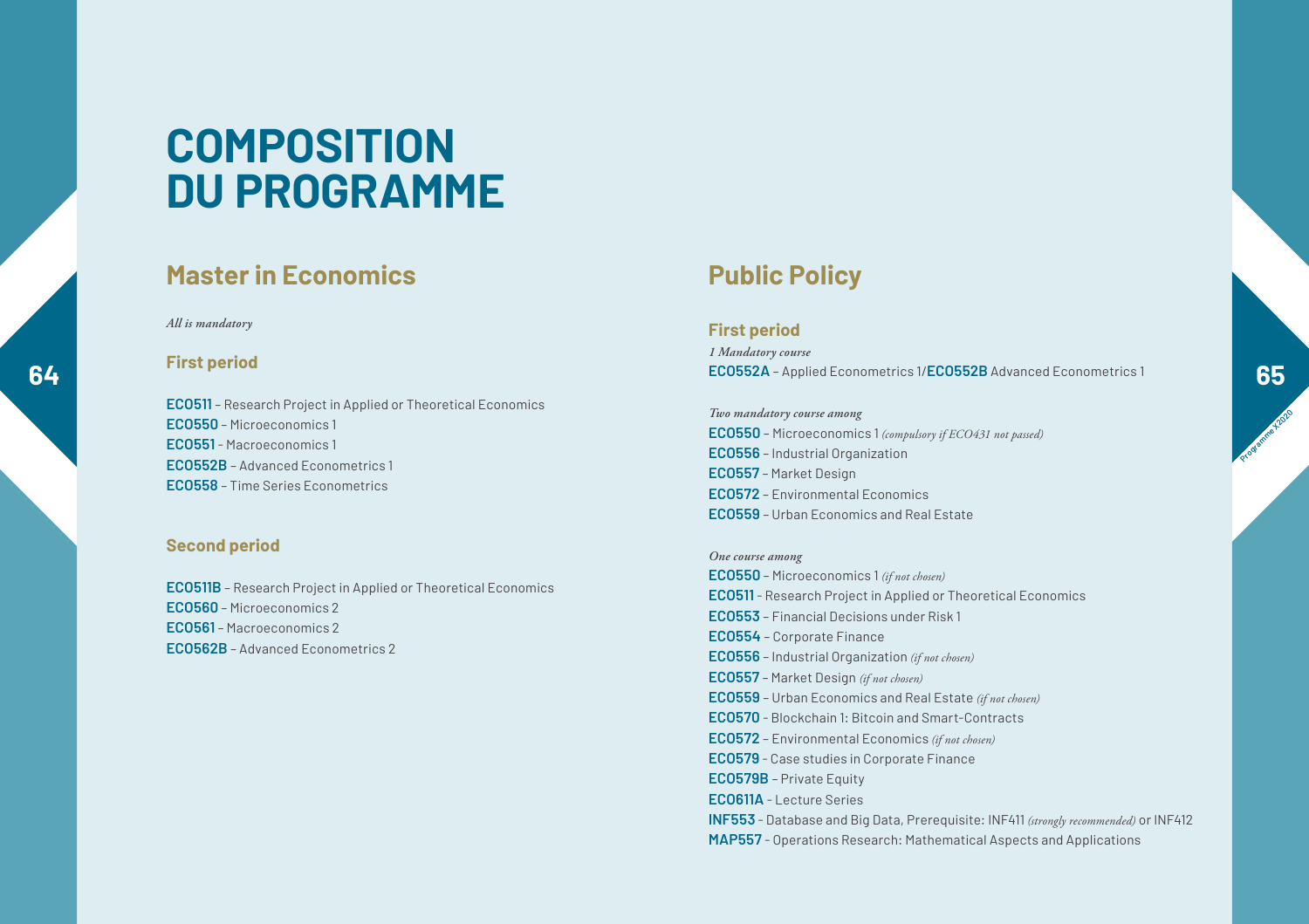# COMPOSITION DU PROGRAMME

## Master in Economics

*All is mandatory*

### First period

**ECO511** – Research Project in Applied or Theoretical Economics
**ECO550** – Microeconomics 1
**ECO551** – Macroeconomics 1
**ECO552B** – Advanced Econometrics 1
**ECO558** – Time Series Econometrics

### Second period

**ECO511B** – Research Project in Applied or Theoretical Economics
**ECO560** – Microeconomics 2
**ECO561** – Macroeconomics 2
**ECO562B** – Advanced Econometrics 2

## Public Policy

### First period

*1 Mandatory course*
**ECO552A** – Applied Econometrics 1/**ECO552B** Advanced Econometrics 1

*Two mandatory course among*
**ECO550** – Microeconomics 1 *(compulsory if ECO431 not passed)*
**ECO556** – Industrial Organization
**ECO557** – Market Design
**ECO572** – Environmental Economics
**ECO559** – Urban Economics and Real Estate

*One course among*
**ECO550** – Microeconomics 1 *(if not chosen)*
**ECO511** - Research Project in Applied or Theoretical Economics
**ECO553** – Financial Decisions under Risk 1
**ECO554** – Corporate Finance
**ECO556** – Industrial Organization *(if not chosen)*
**ECO557** – Market Design *(if not chosen)*
**ECO559** – Urban Economics and Real Estate *(if not chosen)*
**ECO570** - Blockchain 1: Bitcoin and Smart-Contracts
**ECO572** – Environmental Economics *(if not chosen)*
**ECO579** - Case studies in Corporate Finance
**ECO579B** – Private Equity
**ECO611A** - Lecture Series
**INF553** - Database and Big Data, Prerequisite: INF411 *(strongly recommended)* or INF412
**MAP557** - Operations Research: Mathematical Aspects and Applications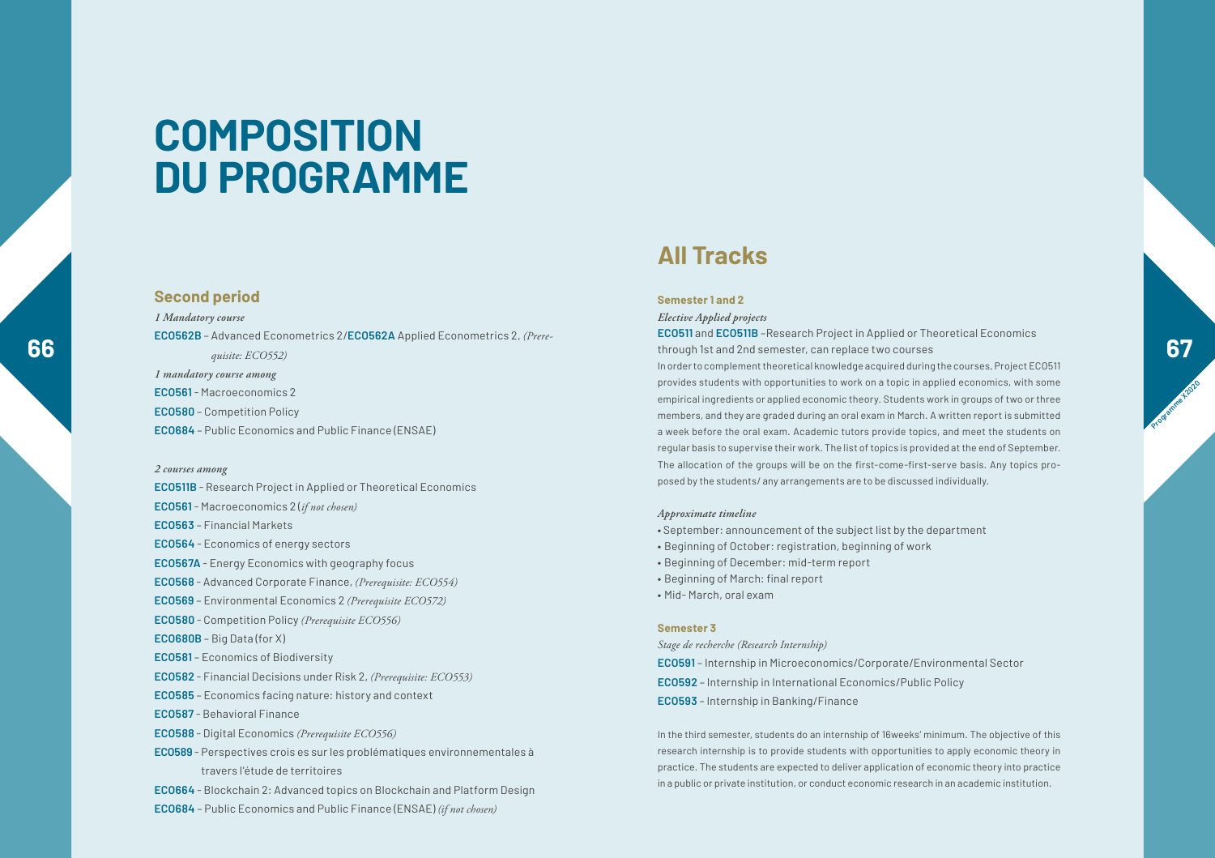# COMPOSITION DU PROGRAMME

## Second period

*1 Mandatory course*

**ECO562B** – Advanced Econometrics 2/**ECO562A** Applied Econometrics 2, *(Prerequisite: ECO552)*

*1 mandatory course among*

**ECO561** – Macroeconomics 2

**ECO580** – Competition Policy

**ECO684** – Public Economics and Public Finance (ENSAE)

*2 courses among*

**ECO511B** – Research Project in Applied or Theoretical Economics

**ECO561** – Macroeconomics 2 (*if not chosen)*

**ECO563** – Financial Markets

**ECO564** – Economics of energy sectors

**ECO567A** – Energy Economics with geography focus

**ECO568** – Advanced Corporate Finance, *(Prerequisite: ECO554)*

**ECO569** – Environmental Economics 2 *(Prerequisite ECO572)*

**ECO580** – Competition Policy *(Prerequisite ECO556)*

**ECO680B** – Big Data (for X)

**ECO581** – Economics of Biodiversity

**ECO582** – Financial Decisions under Risk 2, *(Prerequisite: ECO553)*

**ECO585** – Economics facing nature: history and context

**ECO587** – Behavioral Finance

**ECO588** – Digital Economics *(Prerequisite ECO556)*

**ECO589** – Perspectives crois es sur les problématiques environnementales à travers l'étude de territoires

**ECO664** – Blockchain 2: Advanced topics on Blockchain and Platform Design

**ECO684** – Public Economics and Public Finance (ENSAE) *(if not chosen)*

## All Tracks

### Semester 1 and 2

*Elective Applied projects*

**ECO511** and **ECO511B** –Research Project in Applied or Theoretical Economics through 1st and 2nd semester, can replace two courses

In order to complement theoretical knowledge acquired during the courses, Project ECO511 provides students with opportunities to work on a topic in applied economics, with some empirical ingredients or applied economic theory. Students work in groups of two or three members, and they are graded during an oral exam in March. A written report is submitted a week before the oral exam. Academic tutors provide topics, and meet the students on regular basis to supervise their work. The list of topics is provided at the end of September. The allocation of the groups will be on the first-come-first-serve basis. Any topics proposed by the students/ any arrangements are to be discussed individually.

*Approximate timeline*

- September: announcement of the subject list by the department
- Beginning of October: registration, beginning of work
- Beginning of December: mid-term report
- Beginning of March: final report
- Mid- March, oral exam

### Semester 3

*Stage de recherche (Research Internship)*

**ECO591** – Internship in Microeconomics/Corporate/Environmental Sector

**ECO592** – Internship in International Economics/Public Policy

**ECO593** – Internship in Banking/Finance

In the third semester, students do an internship of 16weeks' minimum. The objective of this research internship is to provide students with opportunities to apply economic theory in practice. The students are expected to deliver application of economic theory into practice in a public or private institution, or conduct economic research in an academic institution.